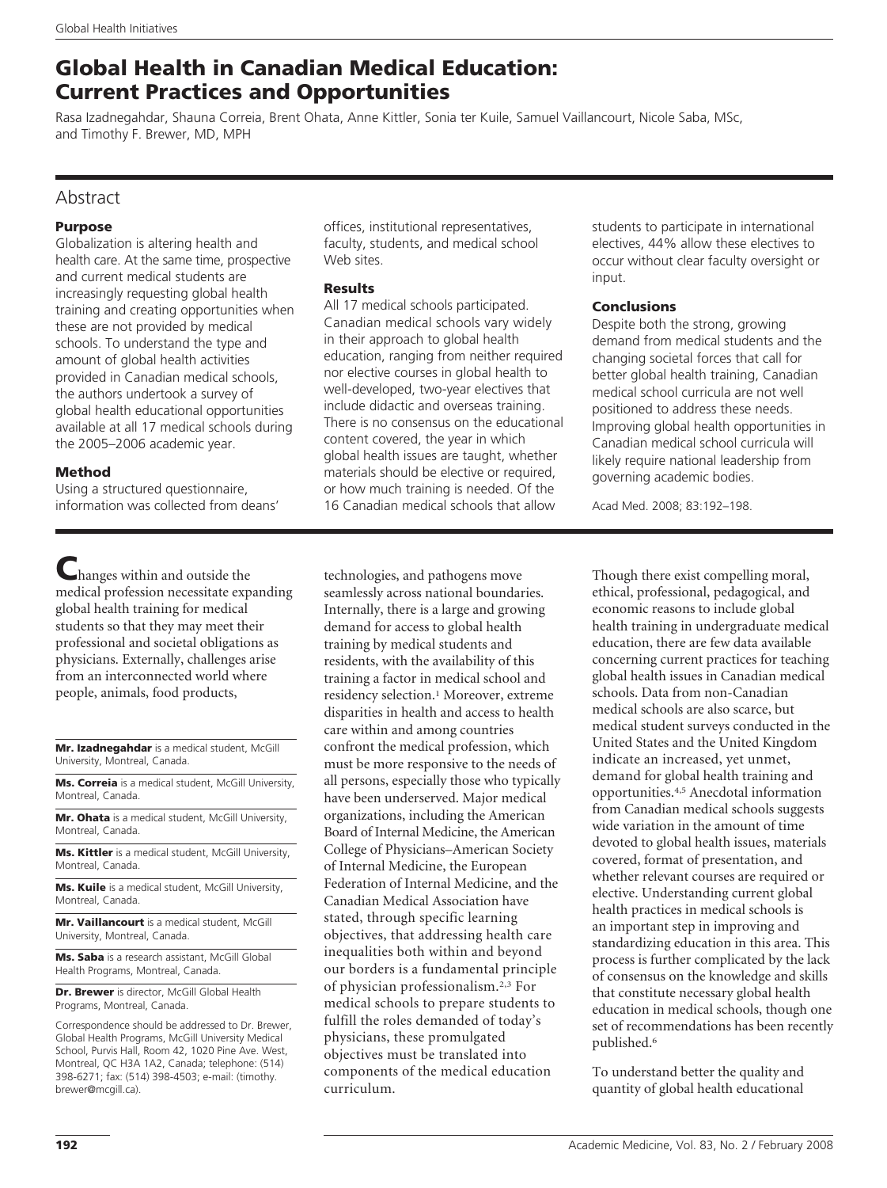# Global Health in Canadian Medical Education: Current Practices and Opportunities

Rasa Izadnegahdar, Shauna Correia, Brent Ohata, Anne Kittler, Sonia ter Kuile, Samuel Vaillancourt, Nicole Saba, MSc, and Timothy F. Brewer, MD, MPH

## Abstract

### Purpose

Globalization is altering health and health care. At the same time, prospective and current medical students are increasingly requesting global health training and creating opportunities when these are not provided by medical schools. To understand the type and amount of global health activities provided in Canadian medical schools, the authors undertook a survey of global health educational opportunities available at all 17 medical schools during the 2005–2006 academic year.

### Method

Using a structured questionnaire, information was collected from deans' offices, institutional representatives, faculty, students, and medical school Web sites.

### Results

All 17 medical schools participated. Canadian medical schools vary widely in their approach to global health education, ranging from neither required nor elective courses in global health to well-developed, two-year electives that include didactic and overseas training. There is no consensus on the educational content covered, the year in which global health issues are taught, whether materials should be elective or required, or how much training is needed. Of the 16 Canadian medical schools that allow students to participate in international electives, 44% allow these electives to occur without clear faculty oversight or input.

### Conclusions

Despite both the strong, growing demand from medical students and the changing societal forces that call for better global health training, Canadian medical school curricula are not well positioned to address these needs. Improving global health opportunities in Canadian medical school curricula will likely require national leadership from governing academic bodies.

Acad Med. 2008; 83:192–198.

---

Changes within and outside the medical profession necessitate expanding global health training for medical students so that they may meet their professional and societal obligations as physicians. Externally, challenges arise from an interconnected world where people, animals, food products, technologies, and pathogens move seamlessly across national boundaries. Internally, there is a large and growing demand for access to global health training by medical students and residents, with the availability of this training a factor in medical school and residency selection.[1] Moreover, extreme disparities in health and access to health care within and among countries confront the medical profession, which must be more responsive to the needs of all persons, especially those who typically have been underserved. Major medical organizations, including the American Board of Internal Medicine, the American College of Physicians–American Society of Internal Medicine, the European Federation of Internal Medicine, and the Canadian Medical Association have stated, through specific learning objectives, that addressing health care inequalities both within and beyond our borders is a fundamental principle of physician professionalism.[2,3] For medical schools to prepare students to fulfill the roles demanded of today's physicians, these promulgated objectives must be translated into components of the medical education curriculum.

Though there exist compelling moral, ethical, professional, pedagogical, and economic reasons to include global health training in undergraduate medical education, there are few data available concerning current practices for teaching global health issues in Canadian medical schools. Data from non-Canadian medical schools are also scarce, but medical student surveys conducted in the United States and the United Kingdom indicate an increased, yet unmet, demand for global health training and opportunities.[4,5] Anecdotal information from Canadian medical schools suggests wide variation in the amount of time devoted to global health issues, materials covered, format of presentation, and whether relevant courses are required or elective. Understanding current global health practices in medical schools is an important step in improving and standardizing education in this area. This process is further complicated by the lack of consensus on the knowledge and skills that constitute necessary global health education in medical schools, though one set of recommendations has been recently published.[6]

To understand better the quality and quantity of global health educational

---

**Mr. Izadnegahdar** is a medical student, McGill University, Montreal, Canada.

**Ms. Correia** is a medical student, McGill University, Montreal, Canada.

**Mr. Ohata** is a medical student, McGill University, Montreal, Canada.

**Ms. Kittler** is a medical student, McGill University, Montreal, Canada.

**Ms. Kuile** is a medical student, McGill University, Montreal, Canada.

**Mr. Vaillancourt** is a medical student, McGill University, Montreal, Canada.

**Ms. Saba** is a research assistant, McGill Global Health Programs, Montreal, Canada.

**Dr. Brewer** is director, McGill Global Health Programs, Montreal, Canada.

Correspondence should be addressed to Dr. Brewer, Global Health Programs, McGill University Medical School, Purvis Hall, Room 42, 1020 Pine Ave. West, Montreal, QC H3A 1A2, Canada; telephone: (514) 398-6271; fax: (514) 398-4503; e-mail: (timothy.brewer@mcgill.ca).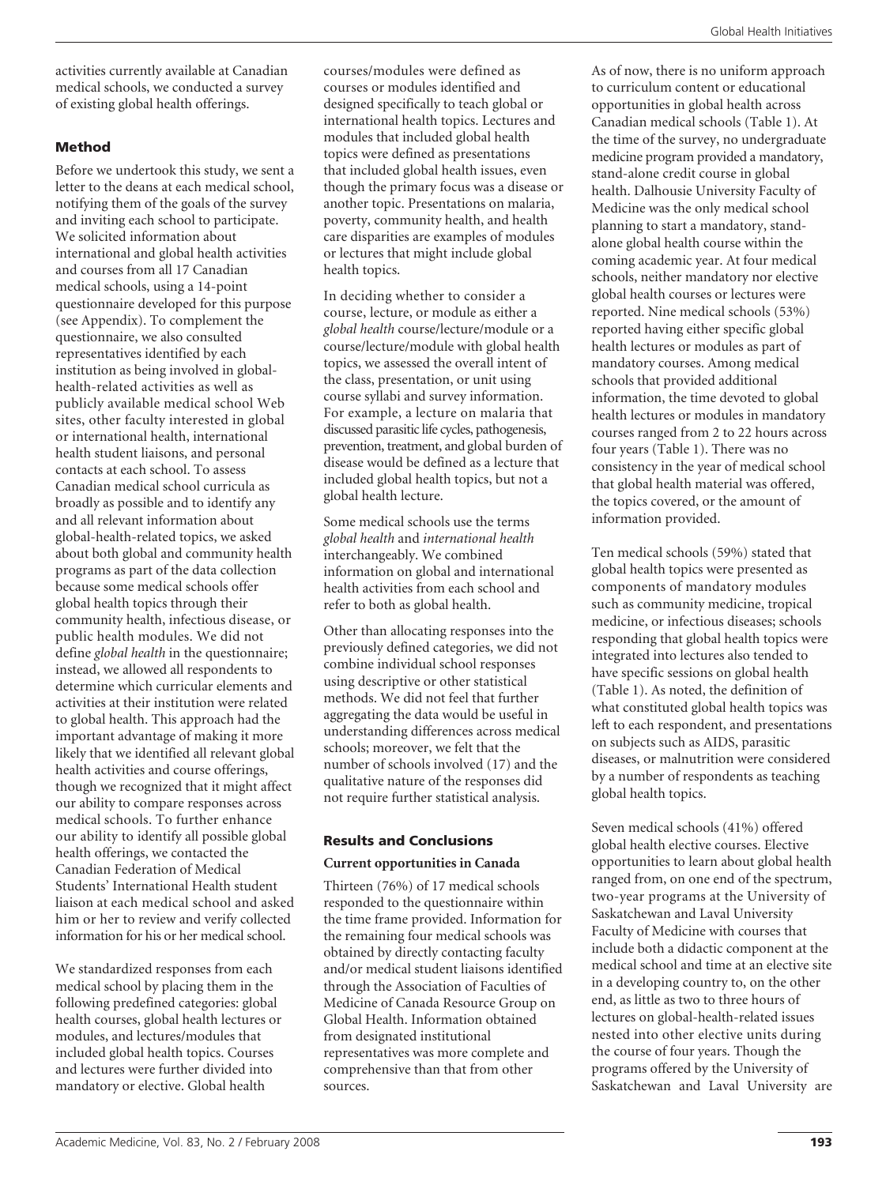activities currently available at Canadian medical schools, we conducted a survey of existing global health offerings.

## Method

Before we undertook this study, we sent a letter to the deans at each medical school, notifying them of the goals of the survey and inviting each school to participate. We solicited information about international and global health activities and courses from all 17 Canadian medical schools, using a 14-point questionnaire developed for this purpose (see Appendix). To complement the questionnaire, we also consulted representatives identified by each institution as being involved in global-health-related activities as well as publicly available medical school Web sites, other faculty interested in global or international health, international health student liaisons, and personal contacts at each school. To assess Canadian medical school curricula as broadly as possible and to identify any and all relevant information about global-health-related topics, we asked about both global and community health programs as part of the data collection because some medical schools offer global health topics through their community health, infectious disease, or public health modules. We did not define *global health* in the questionnaire; instead, we allowed all respondents to determine which curricular elements and activities at their institution were related to global health. This approach had the important advantage of making it more likely that we identified all relevant global health activities and course offerings, though we recognized that it might affect our ability to compare responses across medical schools. To further enhance our ability to identify all possible global health offerings, we contacted the Canadian Federation of Medical Students' International Health student liaison at each medical school and asked him or her to review and verify collected information for his or her medical school.

We standardized responses from each medical school by placing them in the following predefined categories: global health courses, global health lectures or modules, and lectures/modules that included global health topics. Courses and lectures were further divided into mandatory or elective. Global health courses/modules were defined as courses or modules identified and designed specifically to teach global or international health topics. Lectures and modules that included global health topics were defined as presentations that included global health issues, even though the primary focus was a disease or another topic. Presentations on malaria, poverty, community health, and health care disparities are examples of modules or lectures that might include global health topics.

In deciding whether to consider a course, lecture, or module as either a *global health* course/lecture/module or a course/lecture/module with global health topics, we assessed the overall intent of the class, presentation, or unit using course syllabi and survey information. For example, a lecture on malaria that discussed parasitic life cycles, pathogenesis, prevention, treatment, and global burden of disease would be defined as a lecture that included global health topics, but not a global health lecture.

Some medical schools use the terms *global health* and *international health* interchangeably. We combined information on global and international health activities from each school and refer to both as global health.

Other than allocating responses into the previously defined categories, we did not combine individual school responses using descriptive or other statistical methods. We did not feel that further aggregating the data would be useful in understanding differences across medical schools; moreover, we felt that the number of schools involved (17) and the qualitative nature of the responses did not require further statistical analysis.

## Results and Conclusions

### Current opportunities in Canada

Thirteen (76%) of 17 medical schools responded to the questionnaire within the time frame provided. Information for the remaining four medical schools was obtained by directly contacting faculty and/or medical student liaisons identified through the Association of Faculties of Medicine of Canada Resource Group on Global Health. Information obtained from designated institutional representatives was more complete and comprehensive than that from other sources.

As of now, there is no uniform approach to curriculum content or educational opportunities in global health across Canadian medical schools (Table 1). At the time of the survey, no undergraduate medicine program provided a mandatory, stand-alone credit course in global health. Dalhousie University Faculty of Medicine was the only medical school planning to start a mandatory, stand-alone global health course within the coming academic year. At four medical schools, neither mandatory nor elective global health courses or lectures were reported. Nine medical schools (53%) reported having either specific global health lectures or modules as part of mandatory courses. Among medical schools that provided additional information, the time devoted to global health lectures or modules in mandatory courses ranged from 2 to 22 hours across four years (Table 1). There was no consistency in the year of medical school that global health material was offered, the topics covered, or the amount of information provided.

Ten medical schools (59%) stated that global health topics were presented as components of mandatory modules such as community medicine, tropical medicine, or infectious diseases; schools responding that global health topics were integrated into lectures also tended to have specific sessions on global health (Table 1). As noted, the definition of what constituted global health topics was left to each respondent, and presentations on subjects such as AIDS, parasitic diseases, or malnutrition were considered by a number of respondents as teaching global health topics.

Seven medical schools (41%) offered global health elective courses. Elective opportunities to learn about global health ranged from, on one end of the spectrum, two-year programs at the University of Saskatchewan and Laval University Faculty of Medicine with courses that include both a didactic component at the medical school and time at an elective site in a developing country to, on the other end, as little as two to three hours of lectures on global-health-related issues nested into other elective units during the course of four years. Though the programs offered by the University of Saskatchewan and Laval University are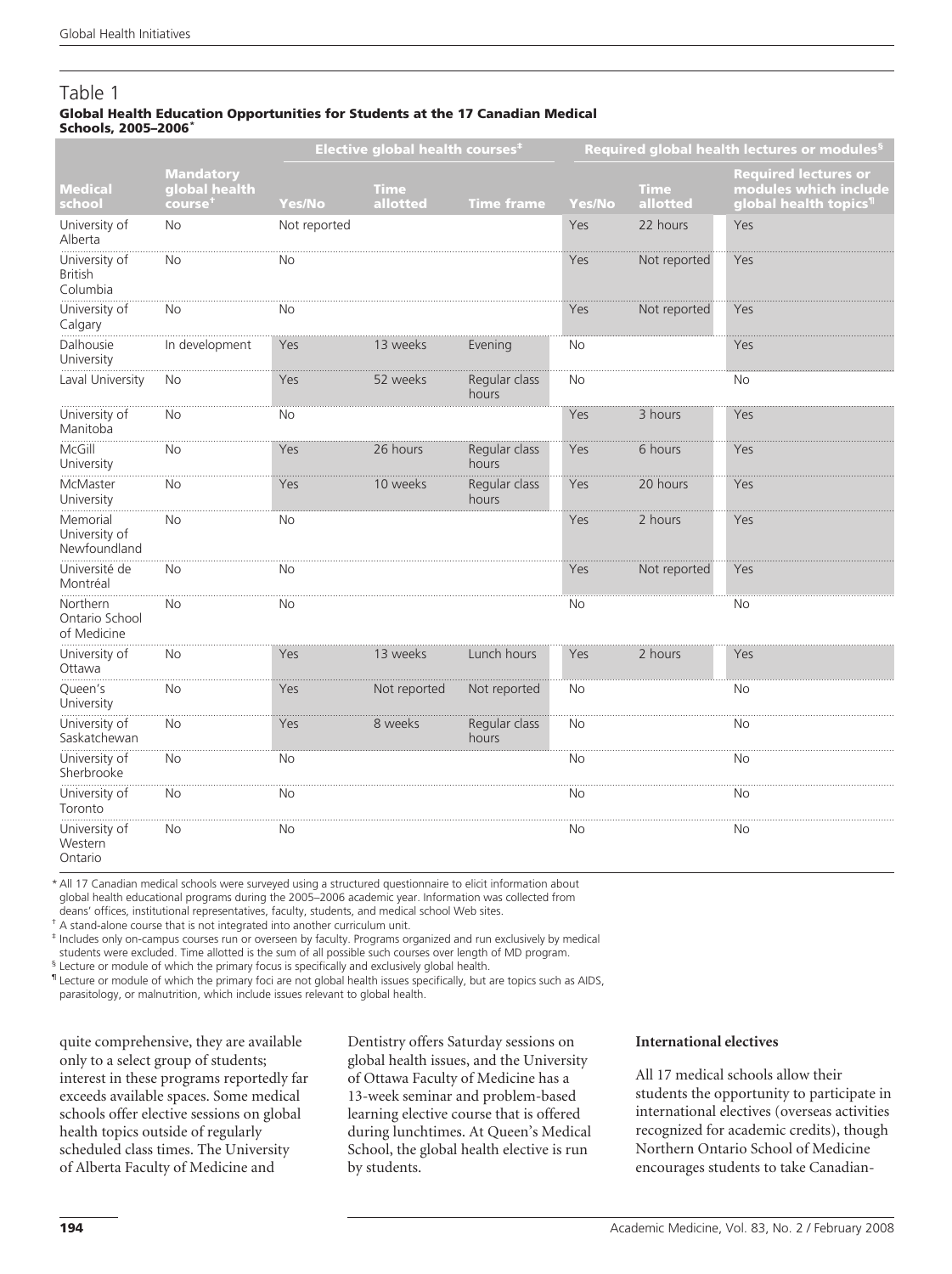## Table 1

**Global Health Education Opportunities for Students at the 17 Canadian Medical Schools, 2005–2006***

| | | Elective global health courses‡ | | | Required global health lectures or modules§ | | |
|---|---|---|---|---|---|---|---|
| Medical school | Mandatory global health course† | Yes/No | Time allotted | Time frame | Yes/No | Time allotted | Required lectures or modules which include global health topics¶ |
| University of Alberta | No | Not reported | | | Yes | 22 hours | Yes |
| University of British Columbia | No | No | | | Yes | Not reported | Yes |
| University of Calgary | No | No | | | Yes | Not reported | Yes |
| Dalhousie University | In development | Yes | 13 weeks | Evening | No | | Yes |
| Laval University | No | Yes | 52 weeks | Regular class hours | No | | No |
| University of Manitoba | No | No | | | Yes | 3 hours | Yes |
| McGill University | No | Yes | 26 hours | Regular class hours | Yes | 6 hours | Yes |
| McMaster University | No | Yes | 10 weeks | Regular class hours | Yes | 20 hours | Yes |
| Memorial University of Newfoundland | No | No | | | Yes | 2 hours | Yes |
| Université de Montréal | No | No | | | Yes | Not reported | Yes |
| Northern Ontario School of Medicine | No | No | | | No | | No |
| University of Ottawa | No | Yes | 13 weeks | Lunch hours | Yes | 2 hours | Yes |
| Queen's University | No | Yes | Not reported | Not reported | No | | No |
| University of Saskatchewan | No | Yes | 8 weeks | Regular class hours | No | | No |
| University of Sherbrooke | No | No | | | No | | No |
| University of Toronto | No | No | | | No | | No |
| University of Western Ontario | No | No | | | No | | No |

\* All 17 Canadian medical schools were surveyed using a structured questionnaire to elicit information about global health educational programs during the 2005–2006 academic year. Information was collected from deans' offices, institutional representatives, faculty, students, and medical school Web sites.

† A stand-alone course that is not integrated into another curriculum unit.

‡ Includes only on-campus courses run or overseen by faculty. Programs organized and run exclusively by medical students were excluded. Time allotted is the sum of all possible such courses over length of MD program.

§ Lecture or module of which the primary focus is specifically and exclusively global health.

¶ Lecture or module of which the primary foci are not global health issues specifically, but are topics such as AIDS, parasitology, or malnutrition, which include issues relevant to global health.

quite comprehensive, they are available only to a select group of students; interest in these programs reportedly far exceeds available spaces. Some medical schools offer elective sessions on global health topics outside of regularly scheduled class times. The University of Alberta Faculty of Medicine and Dentistry offers Saturday sessions on global health issues, and the University of Ottawa Faculty of Medicine has a 13-week seminar and problem-based learning elective course that is offered during lunchtimes. At Queen's Medical School, the global health elective is run by students.

**International electives**

All 17 medical schools allow their students the opportunity to participate in international electives (overseas activities recognized for academic credits), though Northern Ontario School of Medicine encourages students to take Canadian-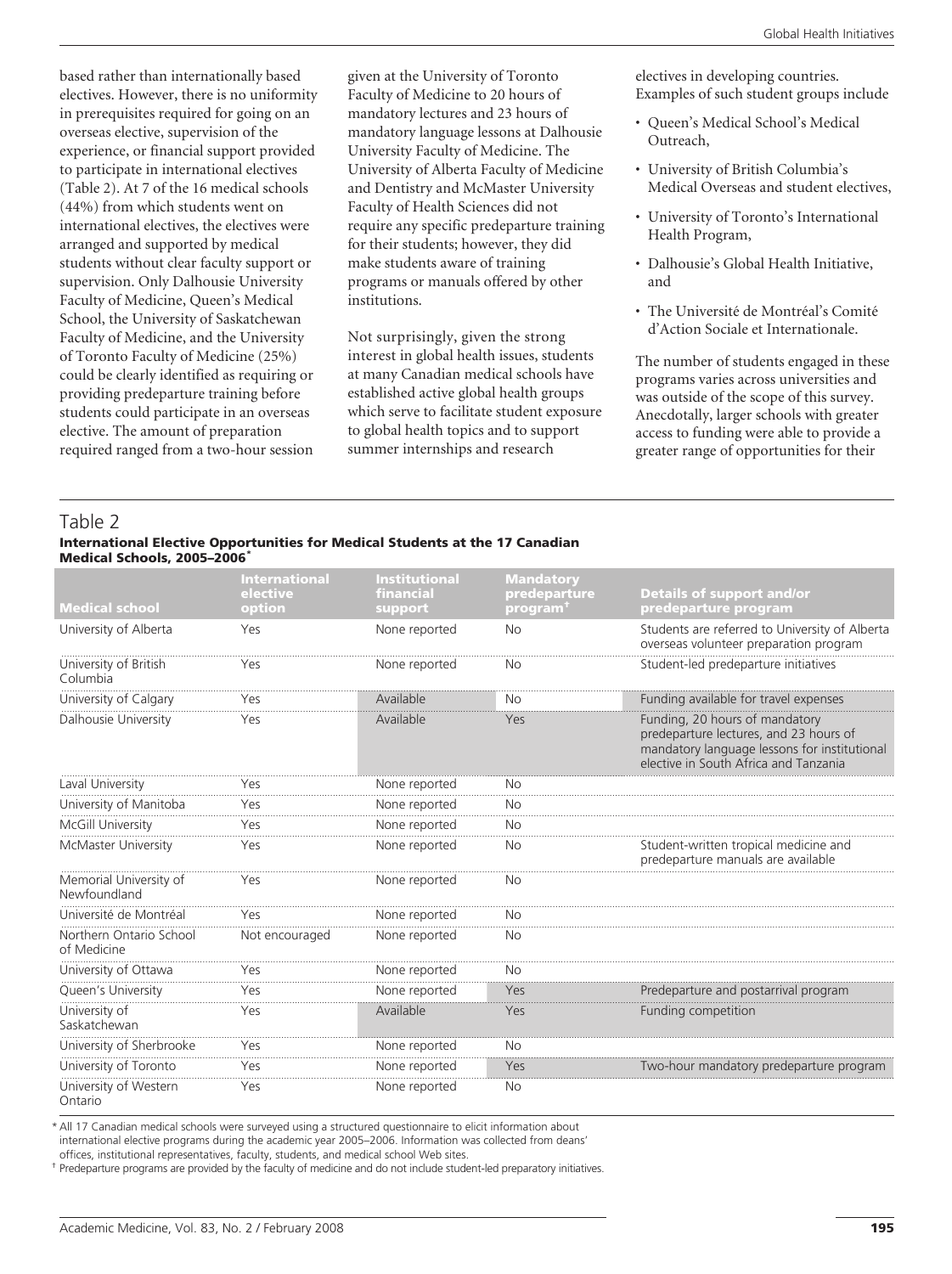based rather than internationally based electives. However, there is no uniformity in prerequisites required for going on an overseas elective, supervision of the experience, or financial support provided to participate in international electives (Table 2). At 7 of the 16 medical schools (44%) from which students went on international electives, the electives were arranged and supported by medical students without clear faculty support or supervision. Only Dalhousie University Faculty of Medicine, Queen's Medical School, the University of Saskatchewan Faculty of Medicine, and the University of Toronto Faculty of Medicine (25%) could be clearly identified as requiring or providing predeparture training before students could participate in an overseas elective. The amount of preparation required ranged from a two-hour session given at the University of Toronto Faculty of Medicine to 20 hours of mandatory lectures and 23 hours of mandatory language lessons at Dalhousie University Faculty of Medicine. The University of Alberta Faculty of Medicine and Dentistry and McMaster University Faculty of Health Sciences did not require any specific predeparture training for their students; however, they did make students aware of training programs or manuals offered by other institutions.

Not surprisingly, given the strong interest in global health issues, students at many Canadian medical schools have established active global health groups which serve to facilitate student exposure to global health topics and to support summer internships and research electives in developing countries. Examples of such student groups include

- Queen's Medical School's Medical Outreach,
- University of British Columbia's Medical Overseas and student electives,
- University of Toronto's International Health Program,
- Dalhousie's Global Health Initiative, and
- The Université de Montréal's Comité d'Action Sociale et Internationale.

The number of students engaged in these programs varies across universities and was outside of the scope of this survey. Anecdotally, larger schools with greater access to funding were able to provide a greater range of opportunities for their

## Table 2

**International Elective Opportunities for Medical Students at the 17 Canadian Medical Schools, 2005–2006***

| Medical school | International elective option | Institutional financial support | Mandatory predeparture program† | Details of support and/or predeparture program |
|---|---|---|---|---|
| University of Alberta | Yes | None reported | No | Students are referred to University of Alberta overseas volunteer preparation program |
| University of British Columbia | Yes | None reported | No | Student-led predeparture initiatives |
| University of Calgary | Yes | Available | No | Funding available for travel expenses |
| Dalhousie University | Yes | Available | Yes | Funding, 20 hours of mandatory predeparture lectures, and 23 hours of mandatory language lessons for institutional elective in South Africa and Tanzania |
| Laval University | Yes | None reported | No | |
| University of Manitoba | Yes | None reported | No | |
| McGill University | Yes | None reported | No | |
| McMaster University | Yes | None reported | No | Student-written tropical medicine and predeparture manuals are available |
| Memorial University of Newfoundland | Yes | None reported | No | |
| Université de Montréal | Yes | None reported | No | |
| Northern Ontario School of Medicine | Not encouraged | None reported | No | |
| University of Ottawa | Yes | None reported | No | |
| Queen's University | Yes | None reported | Yes | Predeparture and postarrival program |
| University of Saskatchewan | Yes | Available | Yes | Funding competition |
| University of Sherbrooke | Yes | None reported | No | |
| University of Toronto | Yes | None reported | Yes | Two-hour mandatory predeparture program |
| University of Western Ontario | Yes | None reported | No | |

\* All 17 Canadian medical schools were surveyed using a structured questionnaire to elicit information about international elective programs during the academic year 2005–2006. Information was collected from deans' offices, institutional representatives, faculty, students, and medical school Web sites.

† Predeparture programs are provided by the faculty of medicine and do not include student-led preparatory initiatives.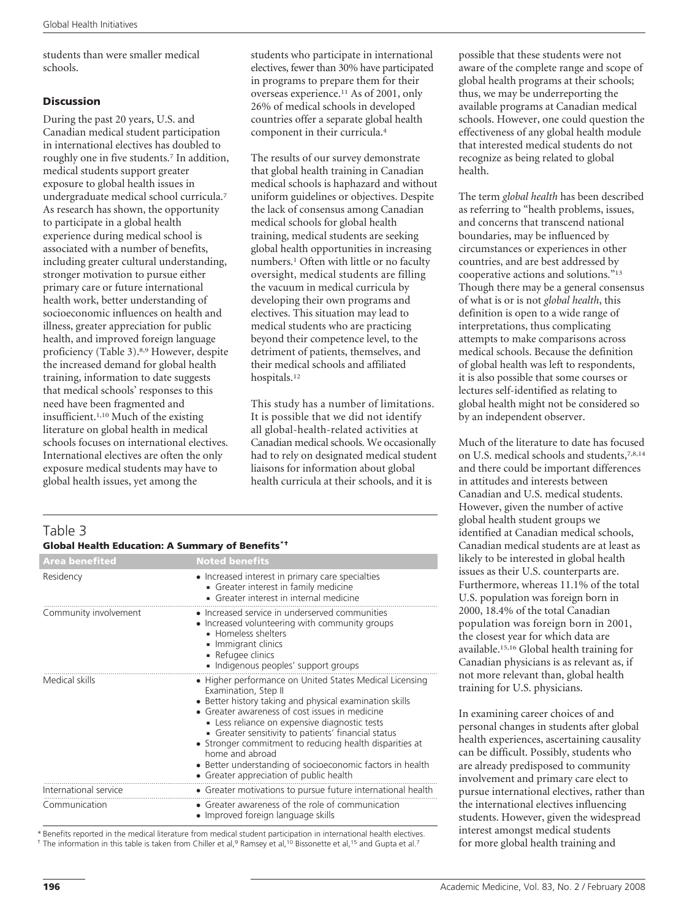students than were smaller medical schools.

## Discussion

During the past 20 years, U.S. and Canadian medical student participation in international electives has doubled to roughly one in five students.[7] In addition, medical students support greater exposure to global health issues in undergraduate medical school curricula.[7] As research has shown, the opportunity to participate in a global health experience during medical school is associated with a number of benefits, including greater cultural understanding, stronger motivation to pursue either primary care or future international health work, better understanding of socioeconomic influences on health and illness, greater appreciation for public health, and improved foreign language proficiency (Table 3).[8,9] However, despite the increased demand for global health training, information to date suggests that medical schools' responses to this need have been fragmented and insufficient.[1,10] Much of the existing literature on global health in medical schools focuses on international electives. International electives are often the only exposure medical students may have to global health issues, yet among the students who participate in international electives, fewer than 30% have participated in programs to prepare them for their overseas experience.[11] As of 2001, only 26% of medical schools in developed countries offer a separate global health component in their curricula.[4]

The results of our survey demonstrate that global health training in Canadian medical schools is haphazard and without uniform guidelines or objectives. Despite the lack of consensus among Canadian medical schools for global health training, medical students are seeking global health opportunities in increasing numbers.[1] Often with little or no faculty oversight, medical students are filling the vacuum in medical curricula by developing their own programs and electives. This situation may lead to medical students who are practicing beyond their competence level, to the detriment of patients, themselves, and their medical schools and affiliated hospitals.[12]

This study has a number of limitations. It is possible that we did not identify all global-health-related activities at Canadian medical schools. We occasionally had to rely on designated medical student liaisons for information about global health curricula at their schools, and it is possible that these students were not aware of the complete range and scope of global health programs at their schools; thus, we may be underreporting the available programs at Canadian medical schools. However, one could question the effectiveness of any global health module that interested medical students do not recognize as being related to global health.

The term *global health* has been described as referring to "health problems, issues, and concerns that transcend national boundaries, may be influenced by circumstances or experiences in other countries, and are best addressed by cooperative actions and solutions."[13] Though there may be a general consensus of what is or is not *global health*, this definition is open to a wide range of interpretations, thus complicating attempts to make comparisons across medical schools. Because the definition of global health was left to respondents, it is also possible that some courses or lectures self-identified as relating to global health might not be considered so by an independent observer.

Much of the literature to date has focused on U.S. medical schools and students,[7,8,14] and there could be important differences in attitudes and interests between Canadian and U.S. medical students. However, given the number of active global health student groups we identified at Canadian medical schools, Canadian medical students are at least as likely to be interested in global health issues as their U.S. counterparts are. Furthermore, whereas 11.1% of the total U.S. population was foreign born in 2000, 18.4% of the total Canadian population was foreign born in 2001, the closest year for which data are available.[15,16] Global health training for Canadian physicians is as relevant as, if not more relevant than, global health training for U.S. physicians.

In examining career choices of and personal changes in students after global health experiences, ascertaining causality can be difficult. Possibly, students who are already predisposed to community involvement and primary care elect to pursue international electives, rather than the international electives influencing students. However, given the widespread interest amongst medical students for more global health training and

### Table 3
**Global Health Education: A Summary of Benefits*†**

| Area benefited | Noted benefits |
| --- | --- |
| Residency | • Increased interest in primary care specialties<br>▪ Greater interest in family medicine<br>▪ Greater interest in internal medicine |
| Community involvement | • Increased service in underserved communities<br>• Increased volunteering with community groups<br>▪ Homeless shelters<br>▪ Immigrant clinics<br>▪ Refugee clinics<br>▪ Indigenous peoples' support groups |
| Medical skills | • Higher performance on United States Medical Licensing Examination, Step II<br>• Better history taking and physical examination skills<br>• Greater awareness of cost issues in medicine<br>▪ Less reliance on expensive diagnostic tests<br>▪ Greater sensitivity to patients' financial status<br>• Stronger commitment to reducing health disparities at home and abroad<br>• Better understanding of socioeconomic factors in health<br>• Greater appreciation of public health |
| International service | • Greater motivations to pursue future international health |
| Communication | • Greater awareness of the role of communication<br>• Improved foreign language skills |

\* Benefits reported in the medical literature from medical student participation in international health electives.
† The information in this table is taken from Chiller et al,[9] Ramsey et al,[10] Bissonette et al,[15] and Gupta et al.[7]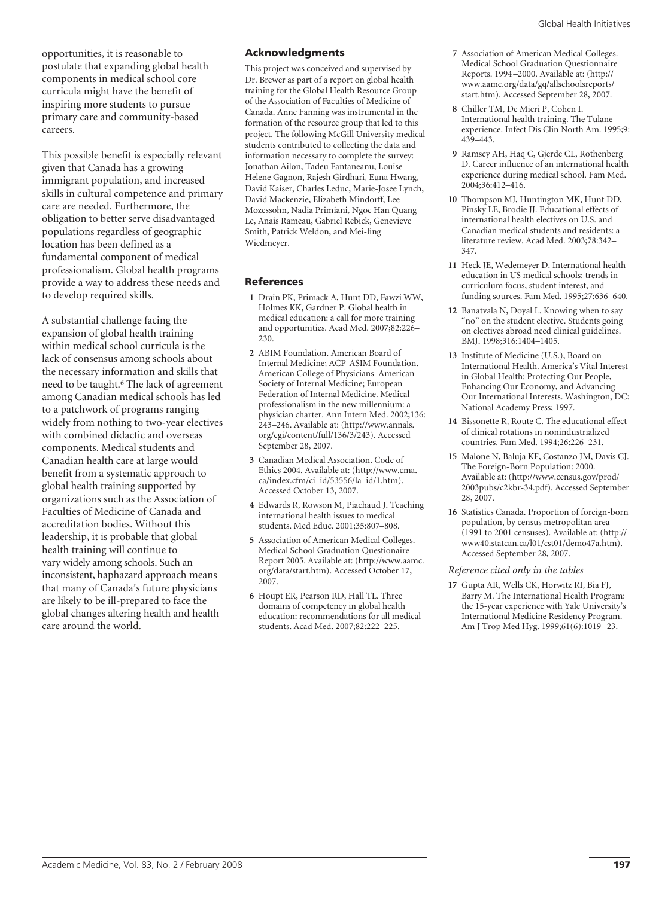opportunities, it is reasonable to postulate that expanding global health components in medical school core curricula might have the benefit of inspiring more students to pursue primary care and community-based careers.

This possible benefit is especially relevant given that Canada has a growing immigrant population, and increased skills in cultural competence and primary care are needed. Furthermore, the obligation to better serve disadvantaged populations regardless of geographic location has been defined as a fundamental component of medical professionalism. Global health programs provide a way to address these needs and to develop required skills.

A substantial challenge facing the expansion of global health training within medical school curricula is the lack of consensus among schools about the necessary information and skills that need to be taught.[6] The lack of agreement among Canadian medical schools has led to a patchwork of programs ranging widely from nothing to two-year electives with combined didactic and overseas components. Medical students and Canadian health care at large would benefit from a systematic approach to global health training supported by organizations such as the Association of Faculties of Medicine of Canada and accreditation bodies. Without this leadership, it is probable that global health training will continue to vary widely among schools. Such an inconsistent, haphazard approach means that many of Canada's future physicians are likely to be ill-prepared to face the global changes altering health and health care around the world.

## Acknowledgments

This project was conceived and supervised by Dr. Brewer as part of a report on global health training for the Global Health Resource Group of the Association of Faculties of Medicine of Canada. Anne Fanning was instrumental in the formation of the resource group that led to this project. The following McGill University medical students contributed to collecting the data and information necessary to complete the survey: Jonathan Ailon, Tadeu Fantaneanu, Louise-Helene Gagnon, Rajesh Girdhari, Euna Hwang, David Kaiser, Charles Leduc, Marie-Josee Lynch, David Mackenzie, Elizabeth Mindorff, Lee Mozessohn, Nadia Primiani, Ngoc Han Quang Le, Anais Rameau, Gabriel Rebick, Genevieve Smith, Patrick Weldon, and Mei-ling Wiedmeyer.

## References

1. Drain PK, Primack A, Hunt DD, Fawzi WW, Holmes KK, Gardner P. Global health in medical education: a call for more training and opportunities. Acad Med. 2007;82:226–230.
2. ABIM Foundation. American Board of Internal Medicine; ACP-ASIM Foundation. American College of Physicians–American Society of Internal Medicine; European Federation of Internal Medicine. Medical professionalism in the new millennium: a physician charter. Ann Intern Med. 2002;136: 243–246. Available at: (http://www.annals.org/cgi/content/full/136/3/243). Accessed September 28, 2007.
3. Canadian Medical Association. Code of Ethics 2004. Available at: (http://www.cma.ca/index.cfm/ci_id/53556/la_id/1.htm). Accessed October 13, 2007.
4. Edwards R, Rowson M, Piachaud J. Teaching international health issues to medical students. Med Educ. 2001;35:807–808.
5. Association of American Medical Colleges. Medical School Graduation Questionnaire Report 2005. Available at: (http://www.aamc.org/data/start.htm). Accessed October 17, 2007.
6. Houpt ER, Pearson RD, Hall TL. Three domains of competency in global health education: recommendations for all medical students. Acad Med. 2007;82:222–225.
7. Association of American Medical Colleges. Medical School Graduation Questionnaire Reports. 1994–2000. Available at: (http://www.aamc.org/data/gq/allschoolsreports/start.htm). Accessed September 28, 2007.
8. Chiller TM, De Mieri P, Cohen I. International health training. The Tulane experience. Infect Dis Clin North Am. 1995;9: 439–443.
9. Ramsey AH, Haq C, Gjerde CL, Rothenberg D. Career influence of an international health experience during medical school. Fam Med. 2004;36:412–416.
10. Thompson MJ, Huntington MK, Hunt DD, Pinsky LE, Brodie JJ. Educational effects of international health electives on U.S. and Canadian medical students and residents: a literature review. Acad Med. 2003;78:342–347.
11. Heck JE, Wedemeyer D. International health education in US medical schools: trends in curriculum focus, student interest, and funding sources. Fam Med. 1995;27:636–640.
12. Banatvala N, Doyal L. Knowing when to say "no" on the student elective. Students going on electives abroad need clinical guidelines. BMJ. 1998;316:1404–1405.
13. Institute of Medicine (U.S.), Board on International Health. America's Vital Interest in Global Health: Protecting Our People, Enhancing Our Economy, and Advancing Our International Interests. Washington, DC: National Academy Press; 1997.
14. Bissonette R, Route C. The educational effect of clinical rotations in nonindustrialized countries. Fam Med. 1994;26:226–231.
15. Malone N, Baluja KF, Costanzo JM, Davis CJ. The Foreign-Born Population: 2000. Available at: (http://www.census.gov/prod/2003pubs/c2kbr-34.pdf). Accessed September 28, 2007.
16. Statistics Canada. Proportion of foreign-born population, by census metropolitan area (1991 to 2001 censuses). Available at: (http://www40.statcan.ca/l01/cst01/demo47a.htm). Accessed September 28, 2007.

*Reference cited only in the tables*

17. Gupta AR, Wells CK, Horwitz RI, Bia FJ, Barry M. The International Health Program: the 15-year experience with Yale University's International Medicine Residency Program. Am J Trop Med Hyg. 1999;61(6):1019–23.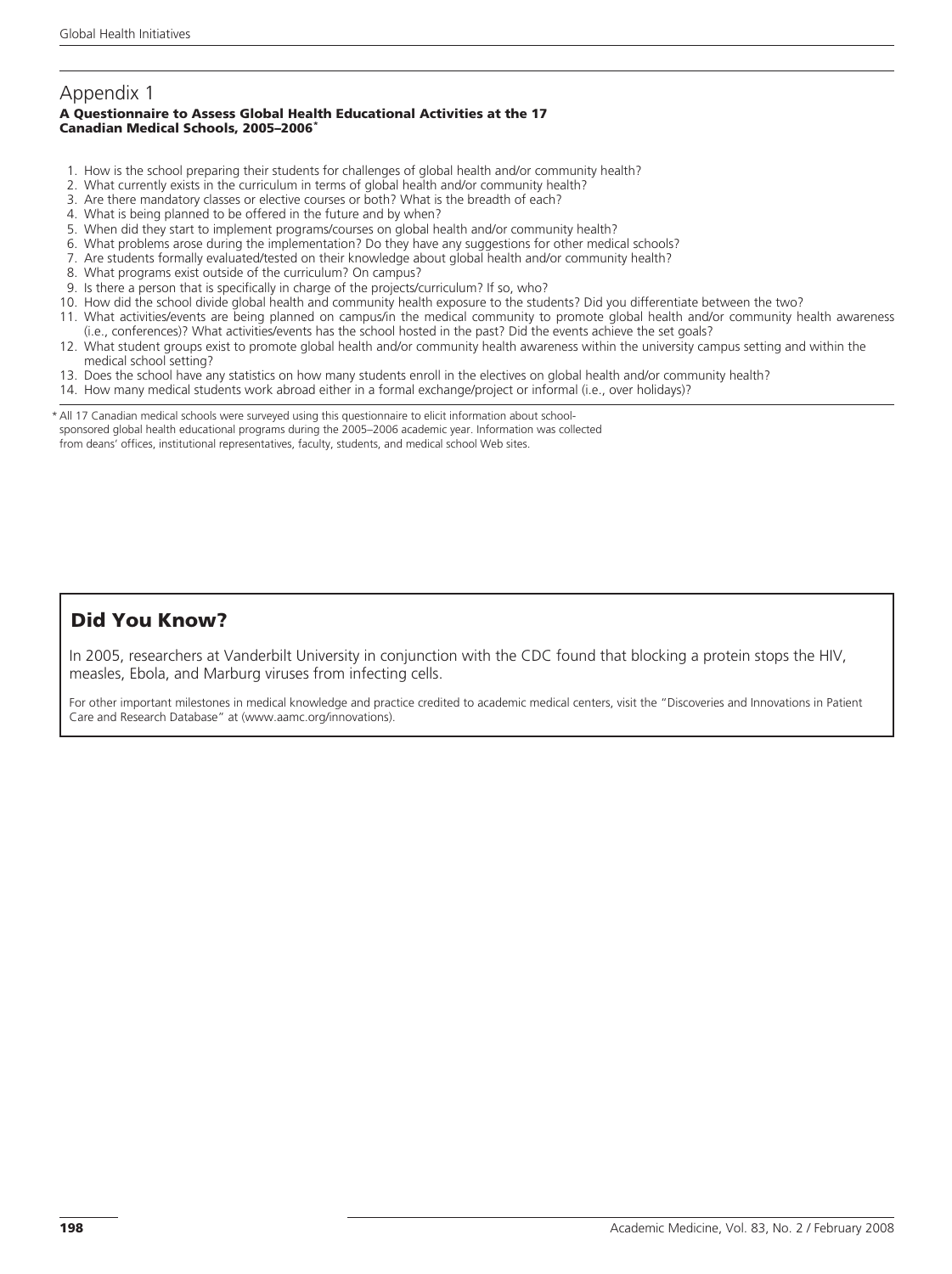## Appendix 1

**A Questionnaire to Assess Global Health Educational Activities at the 17 Canadian Medical Schools, 2005–2006***

1. How is the school preparing their students for challenges of global health and/or community health?
2. What currently exists in the curriculum in terms of global health and/or community health?
3. Are there mandatory classes or elective courses or both? What is the breadth of each?
4. What is being planned to be offered in the future and by when?
5. When did they start to implement programs/courses on global health and/or community health?
6. What problems arose during the implementation? Do they have any suggestions for other medical schools?
7. Are students formally evaluated/tested on their knowledge about global health and/or community health?
8. What programs exist outside of the curriculum? On campus?
9. Is there a person that is specifically in charge of the projects/curriculum? If so, who?
10. How did the school divide global health and community health exposure to the students? Did you differentiate between the two?
11. What activities/events are being planned on campus/in the medical community to promote global health and/or community health awareness (i.e., conferences)? What activities/events has the school hosted in the past? Did the events achieve the set goals?
12. What student groups exist to promote global health and/or community health awareness within the university campus setting and within the medical school setting?
13. Does the school have any statistics on how many students enroll in the electives on global health and/or community health?
14. How many medical students work abroad either in a formal exchange/project or informal (i.e., over holidays)?

\* All 17 Canadian medical schools were surveyed using this questionnaire to elicit information about school-sponsored global health educational programs during the 2005–2006 academic year. Information was collected from deans' offices, institutional representatives, faculty, students, and medical school Web sites.

## Did You Know?

In 2005, researchers at Vanderbilt University in conjunction with the CDC found that blocking a protein stops the HIV, measles, Ebola, and Marburg viruses from infecting cells.

For other important milestones in medical knowledge and practice credited to academic medical centers, visit the "Discoveries and Innovations in Patient Care and Research Database" at (www.aamc.org/innovations).